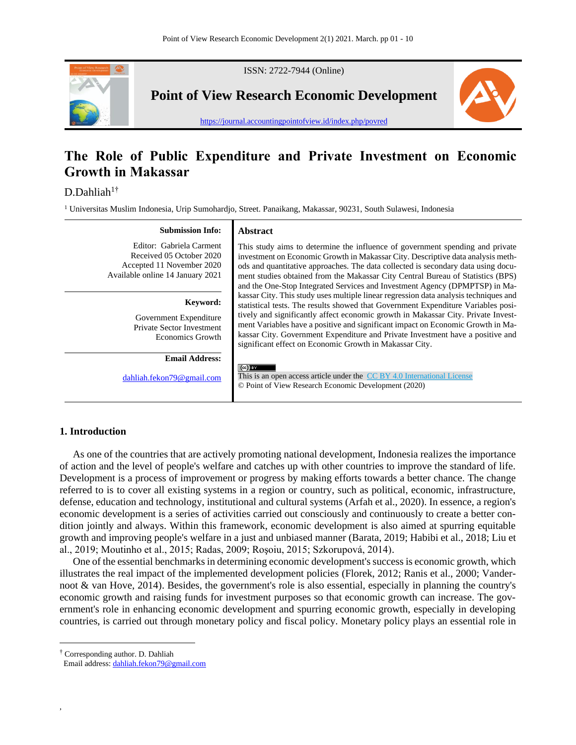ISSN: 2722-7944 (Online)

**Point of View Research Economic Development**

https://journal.accountingpointofview.id/index.php/povred

# The Role of Public Expenditure and Private Investment on Economic Growth in Makassar

D.Dahliah[1†]

[1] Universitas Muslim Indonesia, Urip Sumohardjo, Street. Panaikang, Makassar, 90231, South Sulawesi, Indonesia

**Submission Info:**

Editor: Gabriela Carment
Received 05 October 2020
Accepted 11 November 2020
Available online 14 January 2021

**Keyword:**

Government Expenditure
Private Sector Investment
Economics Growth

**Email Address:**

dahliah.fekon79@gmail.com

**Abstract**

This study aims to determine the influence of government spending and private investment on Economic Growth in Makassar City. Descriptive data analysis methods and quantitative approaches. The data collected is secondary data using document studies obtained from the Makassar City Central Bureau of Statistics (BPS) and the One-Stop Integrated Services and Investment Agency (DPMPTSP) in Makassar City. This study uses multiple linear regression data analysis techniques and statistical tests. The results showed that Government Expenditure Variables positively and significantly affect economic growth in Makassar City. Private Investment Variables have a positive and significant impact on Economic Growth in Makassar City. Government Expenditure and Private Investment have a positive and significant effect on Economic Growth in Makassar City.

This is an open access article under the CC BY 4.0 International License
© Point of View Research Economic Development (2020)

## 1. Introduction

As one of the countries that are actively promoting national development, Indonesia realizes the importance of action and the level of people's welfare and catches up with other countries to improve the standard of life. Development is a process of improvement or progress by making efforts towards a better chance. The change referred to is to cover all existing systems in a region or country, such as political, economic, infrastructure, defense, education and technology, institutional and cultural systems (Arfah et al., 2020). In essence, a region's economic development is a series of activities carried out consciously and continuously to create a better condition jointly and always. Within this framework, economic development is also aimed at spurring equitable growth and improving people's welfare in a just and unbiased manner (Barata, 2019; Habibi et al., 2018; Liu et al., 2019; Moutinho et al., 2015; Radas, 2009; Roşoiu, 2015; Szkorupová, 2014).

One of the essential benchmarks in determining economic development's success is economic growth, which illustrates the real impact of the implemented development policies (Florek, 2012; Ranis et al., 2000; Vandernoot & van Hove, 2014). Besides, the government's role is also essential, especially in planning the country's economic growth and raising funds for investment purposes so that economic growth can increase. The government's role in enhancing economic development and spurring economic growth, especially in developing countries, is carried out through monetary policy and fiscal policy. Monetary policy plays an essential role in

† Corresponding author. D. Dahliah
Email address: dahliah.fekon79@gmail.com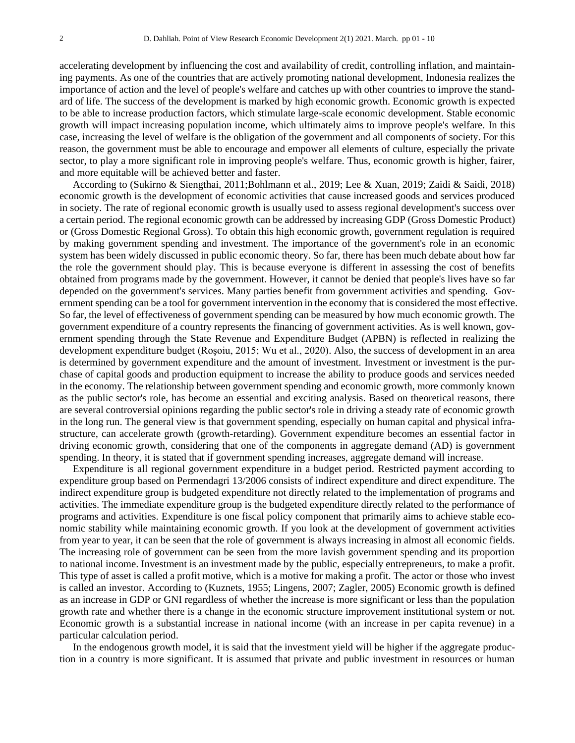accelerating development by influencing the cost and availability of credit, controlling inflation, and maintaining payments. As one of the countries that are actively promoting national development, Indonesia realizes the importance of action and the level of people's welfare and catches up with other countries to improve the standard of life. The success of the development is marked by high economic growth. Economic growth is expected to be able to increase production factors, which stimulate large-scale economic development. Stable economic growth will impact increasing population income, which ultimately aims to improve people's welfare. In this case, increasing the level of welfare is the obligation of the government and all components of society. For this reason, the government must be able to encourage and empower all elements of culture, especially the private sector, to play a more significant role in improving people's welfare. Thus, economic growth is higher, fairer, and more equitable will be achieved better and faster.

According to (Sukirno & Siengthai, 2011;Bohlmann et al., 2019; Lee & Xuan, 2019; Zaidi & Saidi, 2018) economic growth is the development of economic activities that cause increased goods and services produced in society. The rate of regional economic growth is usually used to assess regional development's success over a certain period. The regional economic growth can be addressed by increasing GDP (Gross Domestic Product) or (Gross Domestic Regional Gross). To obtain this high economic growth, government regulation is required by making government spending and investment. The importance of the government's role in an economic system has been widely discussed in public economic theory. So far, there has been much debate about how far the role the government should play. This is because everyone is different in assessing the cost of benefits obtained from programs made by the government. However, it cannot be denied that people's lives have so far depended on the government's services. Many parties benefit from government activities and spending. Government spending can be a tool for government intervention in the economy that is considered the most effective. So far, the level of effectiveness of government spending can be measured by how much economic growth. The government expenditure of a country represents the financing of government activities. As is well known, government spending through the State Revenue and Expenditure Budget (APBN) is reflected in realizing the development expenditure budget (Roșoiu, 2015; Wu et al., 2020). Also, the success of development in an area is determined by government expenditure and the amount of investment. Investment or investment is the purchase of capital goods and production equipment to increase the ability to produce goods and services needed in the economy. The relationship between government spending and economic growth, more commonly known as the public sector's role, has become an essential and exciting analysis. Based on theoretical reasons, there are several controversial opinions regarding the public sector's role in driving a steady rate of economic growth in the long run. The general view is that government spending, especially on human capital and physical infrastructure, can accelerate growth (growth-retarding). Government expenditure becomes an essential factor in driving economic growth, considering that one of the components in aggregate demand (AD) is government spending. In theory, it is stated that if government spending increases, aggregate demand will increase.

Expenditure is all regional government expenditure in a budget period. Restricted payment according to expenditure group based on Permendagri 13/2006 consists of indirect expenditure and direct expenditure. The indirect expenditure group is budgeted expenditure not directly related to the implementation of programs and activities. The immediate expenditure group is the budgeted expenditure directly related to the performance of programs and activities. Expenditure is one fiscal policy component that primarily aims to achieve stable economic stability while maintaining economic growth. If you look at the development of government activities from year to year, it can be seen that the role of government is always increasing in almost all economic fields. The increasing role of government can be seen from the more lavish government spending and its proportion to national income. Investment is an investment made by the public, especially entrepreneurs, to make a profit. This type of asset is called a profit motive, which is a motive for making a profit. The actor or those who invest is called an investor. According to (Kuznets, 1955; Lingens, 2007; Zagler, 2005) Economic growth is defined as an increase in GDP or GNI regardless of whether the increase is more significant or less than the population growth rate and whether there is a change in the economic structure improvement institutional system or not. Economic growth is a substantial increase in national income (with an increase in per capita revenue) in a particular calculation period.

In the endogenous growth model, it is said that the investment yield will be higher if the aggregate production in a country is more significant. It is assumed that private and public investment in resources or human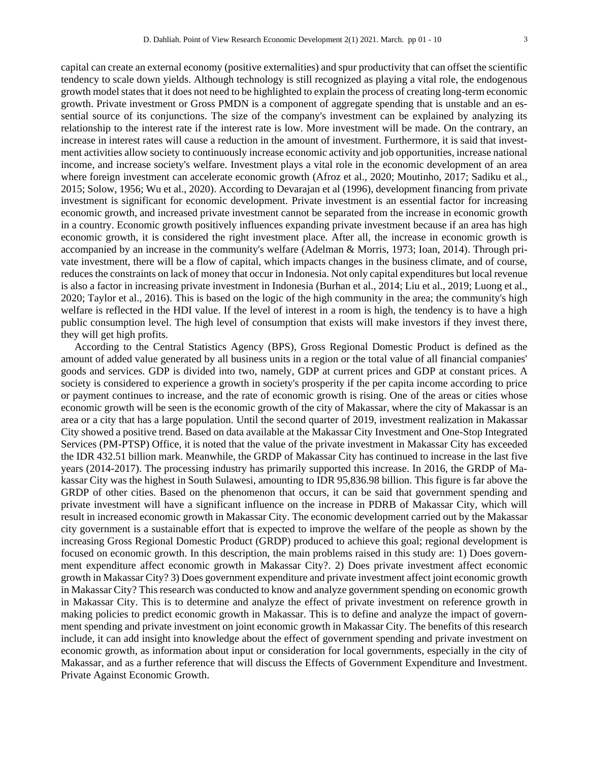capital can create an external economy (positive externalities) and spur productivity that can offset the scientific tendency to scale down yields. Although technology is still recognized as playing a vital role, the endogenous growth model states that it does not need to be highlighted to explain the process of creating long-term economic growth. Private investment or Gross PMDN is a component of aggregate spending that is unstable and an essential source of its conjunctions. The size of the company's investment can be explained by analyzing its relationship to the interest rate if the interest rate is low. More investment will be made. On the contrary, an increase in interest rates will cause a reduction in the amount of investment. Furthermore, it is said that investment activities allow society to continuously increase economic activity and job opportunities, increase national income, and increase society's welfare. Investment plays a vital role in the economic development of an area where foreign investment can accelerate economic growth (Afroz et al., 2020; Moutinho, 2017; Sadiku et al., 2015; Solow, 1956; Wu et al., 2020). According to Devarajan et al (1996), development financing from private investment is significant for economic development. Private investment is an essential factor for increasing economic growth, and increased private investment cannot be separated from the increase in economic growth in a country. Economic growth positively influences expanding private investment because if an area has high economic growth, it is considered the right investment place. After all, the increase in economic growth is accompanied by an increase in the community's welfare (Adelman & Morris, 1973; Ioan, 2014). Through private investment, there will be a flow of capital, which impacts changes in the business climate, and of course, reduces the constraints on lack of money that occur in Indonesia. Not only capital expenditures but local revenue is also a factor in increasing private investment in Indonesia (Burhan et al., 2014; Liu et al., 2019; Luong et al., 2020; Taylor et al., 2016). This is based on the logic of the high community in the area; the community's high welfare is reflected in the HDI value. If the level of interest in a room is high, the tendency is to have a high public consumption level. The high level of consumption that exists will make investors if they invest there, they will get high profits.

According to the Central Statistics Agency (BPS), Gross Regional Domestic Product is defined as the amount of added value generated by all business units in a region or the total value of all financial companies' goods and services. GDP is divided into two, namely, GDP at current prices and GDP at constant prices. A society is considered to experience a growth in society's prosperity if the per capita income according to price or payment continues to increase, and the rate of economic growth is rising. One of the areas or cities whose economic growth will be seen is the economic growth of the city of Makassar, where the city of Makassar is an area or a city that has a large population. Until the second quarter of 2019, investment realization in Makassar City showed a positive trend. Based on data available at the Makassar City Investment and One-Stop Integrated Services (PM-PTSP) Office, it is noted that the value of the private investment in Makassar City has exceeded the IDR 432.51 billion mark. Meanwhile, the GRDP of Makassar City has continued to increase in the last five years (2014-2017). The processing industry has primarily supported this increase. In 2016, the GRDP of Makassar City was the highest in South Sulawesi, amounting to IDR 95,836.98 billion. This figure is far above the GRDP of other cities. Based on the phenomenon that occurs, it can be said that government spending and private investment will have a significant influence on the increase in PDRB of Makassar City, which will result in increased economic growth in Makassar City. The economic development carried out by the Makassar city government is a sustainable effort that is expected to improve the welfare of the people as shown by the increasing Gross Regional Domestic Product (GRDP) produced to achieve this goal; regional development is focused on economic growth. In this description, the main problems raised in this study are: 1) Does government expenditure affect economic growth in Makassar City?. 2) Does private investment affect economic growth in Makassar City? 3) Does government expenditure and private investment affect joint economic growth in Makassar City? This research was conducted to know and analyze government spending on economic growth in Makassar City. This is to determine and analyze the effect of private investment on reference growth in making policies to predict economic growth in Makassar. This is to define and analyze the impact of government spending and private investment on joint economic growth in Makassar City. The benefits of this research include, it can add insight into knowledge about the effect of government spending and private investment on economic growth, as information about input or consideration for local governments, especially in the city of Makassar, and as a further reference that will discuss the Effects of Government Expenditure and Investment. Private Against Economic Growth.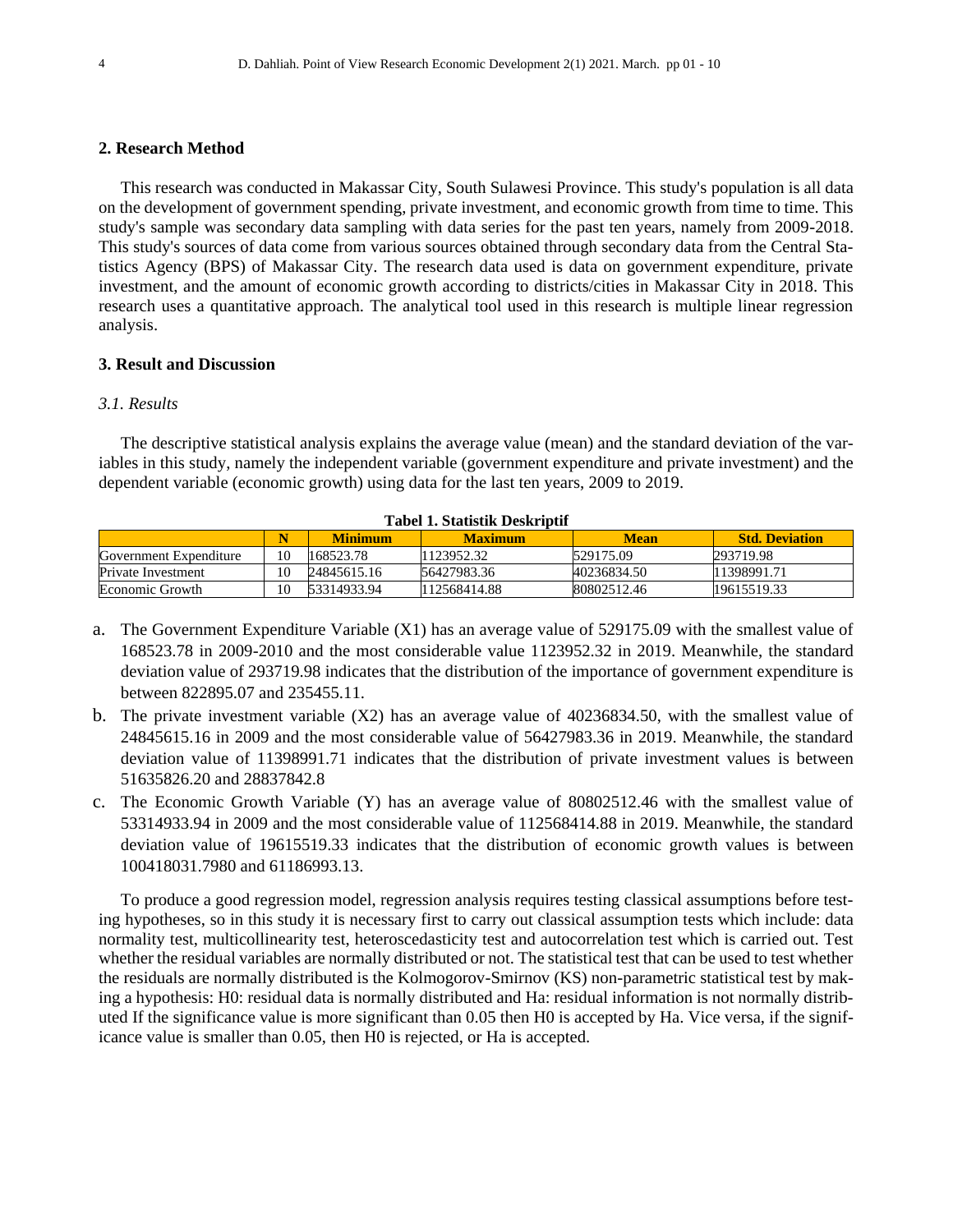## 2. Research Method

This research was conducted in Makassar City, South Sulawesi Province. This study's population is all data on the development of government spending, private investment, and economic growth from time to time. This study's sample was secondary data sampling with data series for the past ten years, namely from 2009-2018. This study's sources of data come from various sources obtained through secondary data from the Central Statistics Agency (BPS) of Makassar City. The research data used is data on government expenditure, private investment, and the amount of economic growth according to districts/cities in Makassar City in 2018. This research uses a quantitative approach. The analytical tool used in this research is multiple linear regression analysis.

## 3. Result and Discussion

### *3.1. Results*

The descriptive statistical analysis explains the average value (mean) and the standard deviation of the variables in this study, namely the independent variable (government expenditure and private investment) and the dependent variable (economic growth) using data for the last ten years, 2009 to 2019.

**Tabel 1. Statistik Deskriptif**

| | N | Minimum | Maximum | Mean | Std. Deviation |
|---|---|---|---|---|---|
| Government Expenditure | 10 | 168523.78 | 1123952.32 | 529175.09 | 293719.98 |
| Private Investment | 10 | 24845615.16 | 56427983.36 | 40236834.50 | 11398991.71 |
| Economic Growth | 10 | 53314933.94 | 112568414.88 | 80802512.46 | 19615519.33 |

a. The Government Expenditure Variable (X1) has an average value of 529175.09 with the smallest value of 168523.78 in 2009-2010 and the most considerable value 1123952.32 in 2019. Meanwhile, the standard deviation value of 293719.98 indicates that the distribution of the importance of government expenditure is between 822895.07 and 235455.11.
b. The private investment variable (X2) has an average value of 40236834.50, with the smallest value of 24845615.16 in 2009 and the most considerable value of 56427983.36 in 2019. Meanwhile, the standard deviation value of 11398991.71 indicates that the distribution of private investment values is between 51635826.20 and 28837842.8
c. The Economic Growth Variable (Y) has an average value of 80802512.46 with the smallest value of 53314933.94 in 2009 and the most considerable value of 112568414.88 in 2019. Meanwhile, the standard deviation value of 19615519.33 indicates that the distribution of economic growth values is between 100418031.7980 and 61186993.13.

To produce a good regression model, regression analysis requires testing classical assumptions before testing hypotheses, so in this study it is necessary first to carry out classical assumption tests which include: data normality test, multicollinearity test, heteroscedasticity test and autocorrelation test which is carried out. Test whether the residual variables are normally distributed or not. The statistical test that can be used to test whether the residuals are normally distributed is the Kolmogorov-Smirnov (KS) non-parametric statistical test by making a hypothesis: H0: residual data is normally distributed and Ha: residual information is not normally distributed If the significance value is more significant than 0.05 then H0 is accepted by Ha. Vice versa, if the significance value is smaller than 0.05, then H0 is rejected, or Ha is accepted.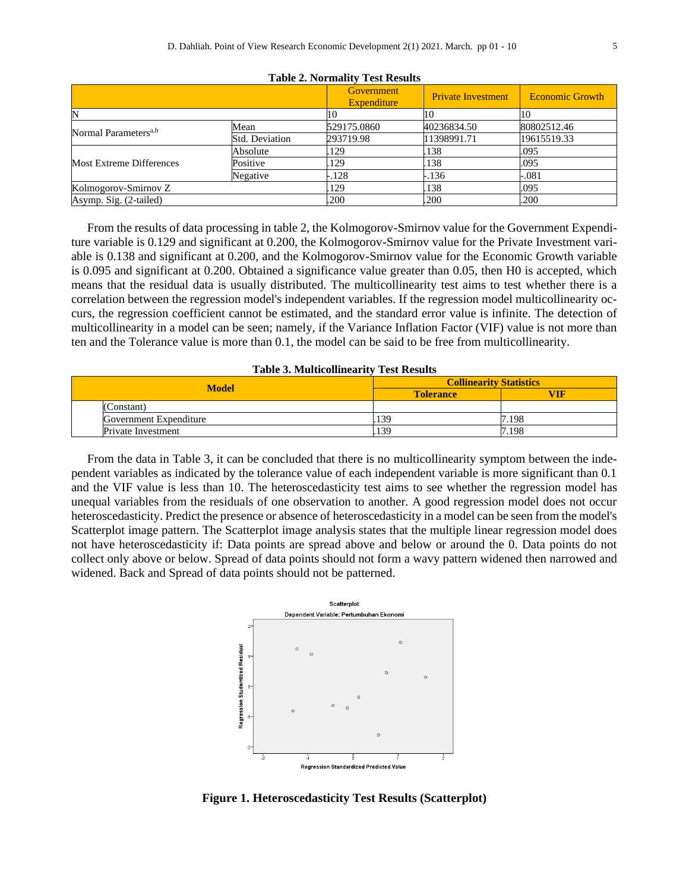**Table 2. Normality Test Results**

| | | Government Expenditure | Private Investment | Economic Growth |
|---|---|---|---|---|
| N | | 10 | 10 | 10 |
| Normal Parameters[a,b] | Mean | 529175.0860 | 40236834.50 | 80802512.46 |
| | Std. Deviation | 293719.98 | 11398991.71 | 19615519.33 |
| Most Extreme Differences | Absolute | .129 | .138 | .095 |
| | Positive | .129 | .138 | .095 |
| | Negative | -.128 | -.136 | -.081 |
| Kolmogorov-Smirnov Z | | .129 | .138 | .095 |
| Asymp. Sig. (2-tailed) | | .200 | .200 | .200 |

From the results of data processing in table 2, the Kolmogorov-Smirnov value for the Government Expenditure variable is 0.129 and significant at 0.200, the Kolmogorov-Smirnov value for the Private Investment variable is 0.138 and significant at 0.200, and the Kolmogorov-Smirnov value for the Economic Growth variable is 0.095 and significant at 0.200. Obtained a significance value greater than 0.05, then H0 is accepted, which means that the residual data is usually distributed. The multicollinearity test aims to test whether there is a correlation between the regression model's independent variables. If the regression model multicollinearity occurs, the regression coefficient cannot be estimated, and the standard error value is infinite. The detection of multicollinearity in a model can be seen; namely, if the Variance Inflation Factor (VIF) value is not more than ten and the Tolerance value is more than 0.1, the model can be said to be free from multicollinearity.

**Table 3. Multicollinearity Test Results**

| Model | | Collinearity Statistics | |
|---|---|---|---|
| | | Tolerance | VIF |
| | (Constant) | | |
| | Government Expenditure | .139 | 7.198 |
| | Private Investment | .139 | 7.198 |

From the data in Table 3, it can be concluded that there is no multicollinearity symptom between the independent variables as indicated by the tolerance value of each independent variable is more significant than 0.1 and the VIF value is less than 10. The heteroscedasticity test aims to see whether the regression model has unequal variables from the residuals of one observation to another. A good regression model does not occur heteroscedasticity. Predict the presence or absence of heteroscedasticity in a model can be seen from the model's Scatterplot image pattern. The Scatterplot image analysis states that the multiple linear regression model does not have heteroscedasticity if: Data points are spread above and below or around the 0. Data points do not collect only above or below. Spread of data points should not form a wavy pattern widened then narrowed and widened. Back and Spread of data points should not be patterned.

**Figure 1. Heteroscedasticity Test Results (Scatterplot)**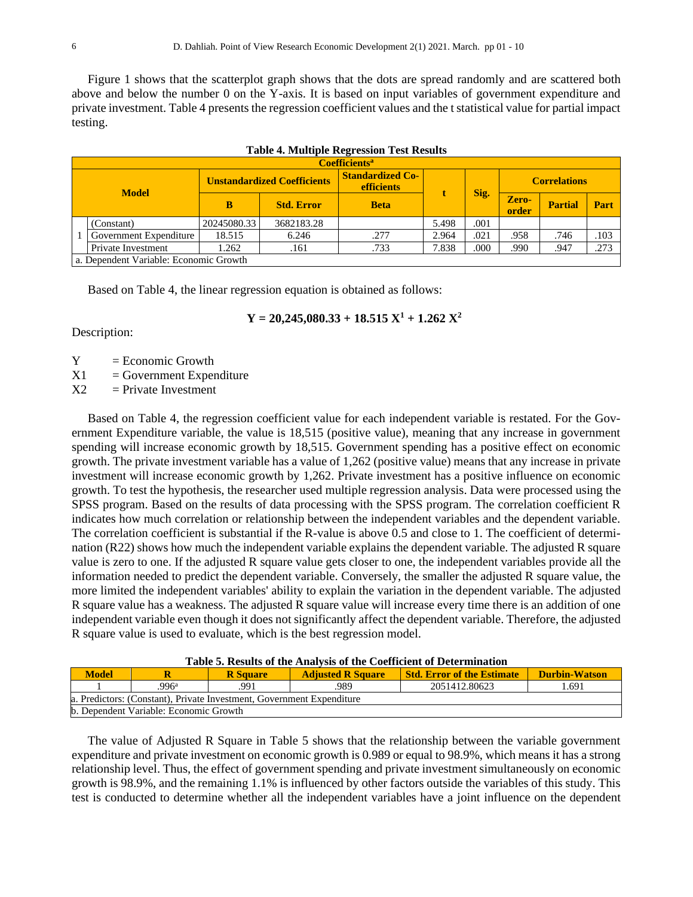Figure 1 shows that the scatterplot graph shows that the dots are spread randomly and are scattered both above and below the number 0 on the Y-axis. It is based on input variables of government expenditure and private investment. Table 4 presents the regression coefficient values and the t statistical value for partial impact testing.

**Table 4. Multiple Regression Test Results**

| Coefficients[a] | | | | | | | | | | |
|---|---|---|---|---|---|---|---|---|---|---|
| Model | | Unstandardized Coefficients | | Standardized Coefficients | t | Sig. | Correlations | | |
| | | B | Std. Error | Beta | | | Zero-order | Partial | Part |
| 1 | (Constant) | 20245080.33 | 3682183.28 | | 5.498 | .001 | | | |
| | Government Expenditure | 18.515 | 6.246 | .277 | 2.964 | .021 | .958 | .746 | .103 |
| | Private Investment | 1.262 | .161 | .733 | 7.838 | .000 | .990 | .947 | .273 |
| a. Dependent Variable: Economic Growth | | | | | | | | | |

Based on Table 4, the linear regression equation is obtained as follows:

$$\mathbf{Y = 20,245,080.33 + 18.515\ X^1 + 1.262\ X^2}$$

Description:

Y = Economic Growth
X1 = Government Expenditure
X2 = Private Investment

Based on Table 4, the regression coefficient value for each independent variable is restated. For the Government Expenditure variable, the value is 18,515 (positive value), meaning that any increase in government spending will increase economic growth by 18,515. Government spending has a positive effect on economic growth. The private investment variable has a value of 1,262 (positive value) means that any increase in private investment will increase economic growth by 1,262. Private investment has a positive influence on economic growth. To test the hypothesis, the researcher used multiple regression analysis. Data were processed using the SPSS program. Based on the results of data processing with the SPSS program. The correlation coefficient R indicates how much correlation or relationship between the independent variables and the dependent variable. The correlation coefficient is substantial if the R-value is above 0.5 and close to 1. The coefficient of determination (R22) shows how much the independent variable explains the dependent variable. The adjusted R square value is zero to one. If the adjusted R square value gets closer to one, the independent variables provide all the information needed to predict the dependent variable. Conversely, the smaller the adjusted R square value, the more limited the independent variables' ability to explain the variation in the dependent variable. The adjusted R square value has a weakness. The adjusted R square value will increase every time there is an addition of one independent variable even though it does not significantly affect the dependent variable. Therefore, the adjusted R square value is used to evaluate, which is the best regression model.

**Table 5. Results of the Analysis of the Coefficient of Determination**

| Model | R | R Square | Adjusted R Square | Std. Error of the Estimate | Durbin-Watson |
|---|---|---|---|---|---|
| 1 | .996[a] | .991 | .989 | 2051412.80623 | 1.691 |
| a. Predictors: (Constant), Private Investment, Government Expenditure | | | | | |
| b. Dependent Variable: Economic Growth | | | | | |

The value of Adjusted R Square in Table 5 shows that the relationship between the variable government expenditure and private investment on economic growth is 0.989 or equal to 98.9%, which means it has a strong relationship level. Thus, the effect of government spending and private investment simultaneously on economic growth is 98.9%, and the remaining 1.1% is influenced by other factors outside the variables of this study. This test is conducted to determine whether all the independent variables have a joint influence on the dependent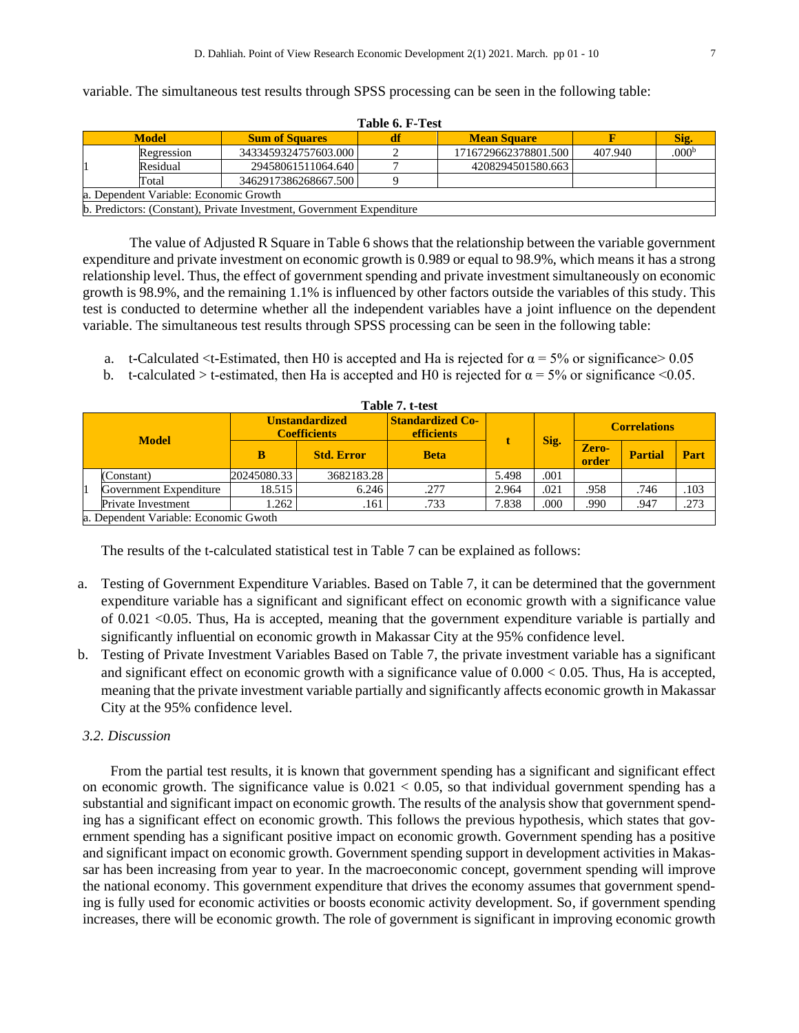variable. The simultaneous test results through SPSS processing can be seen in the following table:

**Table 6. F-Test**

| Model | | Sum of Squares | df | Mean Square | F | Sig. |
|---|---|---|---|---|---|---|
| 1 | Regression | 3433459324757603.000 | 2 | 1716729662378801.500 | 407.940 | .000[b] |
| | Residual | 29458061511064.640 | 7 | 4208294501580.663 | | |
| | Total | 3462917386268667.500 | 9 | | | |
| a. Dependent Variable: Economic Growth | | | | | | |
| b. Predictors: (Constant), Private Investment, Government Expenditure | | | | | | |

The value of Adjusted R Square in Table 6 shows that the relationship between the variable government expenditure and private investment on economic growth is 0.989 or equal to 98.9%, which means it has a strong relationship level. Thus, the effect of government spending and private investment simultaneously on economic growth is 98.9%, and the remaining 1.1% is influenced by other factors outside the variables of this study. This test is conducted to determine whether all the independent variables have a joint influence on the dependent variable. The simultaneous test results through SPSS processing can be seen in the following table:

a. t-Calculated <t-Estimated, then H0 is accepted and Ha is rejected for $\alpha = 5\%$ or significance> 0.05
b. t-calculated > t-estimated, then Ha is accepted and H0 is rejected for $\alpha = 5\%$ or significance <0.05.

**Table 7. t-test**

| Model | | Unstandardized Coefficients | | Standardized Co-efficients | t | Sig. | Correlations | | |
|---|---|---|---|---|---|---|---|---|---|
| | | B | Std. Error | Beta | | | Zero-order | Partial | Part |
| 1 | (Constant) | 20245080.33 | 3682183.28 | | 5.498 | .001 | | | |
| | Government Expenditure | 18.515 | 6.246 | .277 | 2.964 | .021 | .958 | .746 | .103 |
| | Private Investment | 1.262 | .161 | .733 | 7.838 | .000 | .990 | .947 | .273 |
| a. Dependent Variable: Economic Gwoth | | | | | | | | | |

The results of the t-calculated statistical test in Table 7 can be explained as follows:

a. Testing of Government Expenditure Variables. Based on Table 7, it can be determined that the government expenditure variable has a significant and significant effect on economic growth with a significance value of 0.021 <0.05. Thus, Ha is accepted, meaning that the government expenditure variable is partially and significantly influential on economic growth in Makassar City at the 95% confidence level.
b. Testing of Private Investment Variables Based on Table 7, the private investment variable has a significant and significant effect on economic growth with a significance value of 0.000 < 0.05. Thus, Ha is accepted, meaning that the private investment variable partially and significantly affects economic growth in Makassar City at the 95% confidence level.

### *3.2. Discussion*

From the partial test results, it is known that government spending has a significant and significant effect on economic growth. The significance value is 0.021 < 0.05, so that individual government spending has a substantial and significant impact on economic growth. The results of the analysis show that government spending has a significant effect on economic growth. This follows the previous hypothesis, which states that government spending has a significant positive impact on economic growth. Government spending has a positive and significant impact on economic growth. Government spending support in development activities in Makassar has been increasing from year to year. In the macroeconomic concept, government spending will improve the national economy. This government expenditure that drives the economy assumes that government spending is fully used for economic activities or boosts economic activity development. So, if government spending increases, there will be economic growth. The role of government is significant in improving economic growth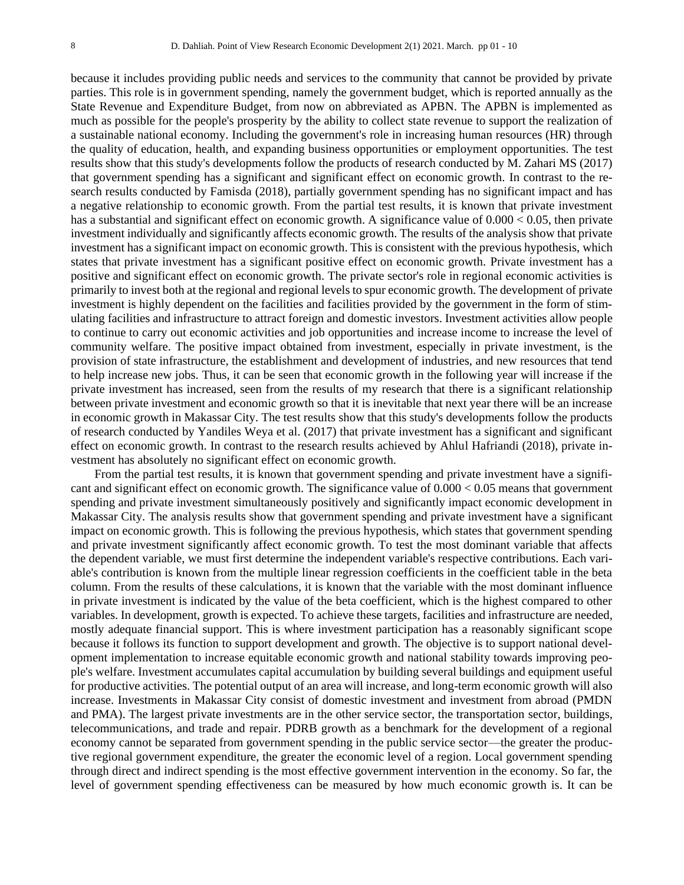because it includes providing public needs and services to the community that cannot be provided by private parties. This role is in government spending, namely the government budget, which is reported annually as the State Revenue and Expenditure Budget, from now on abbreviated as APBN. The APBN is implemented as much as possible for the people's prosperity by the ability to collect state revenue to support the realization of a sustainable national economy. Including the government's role in increasing human resources (HR) through the quality of education, health, and expanding business opportunities or employment opportunities. The test results show that this study's developments follow the products of research conducted by M. Zahari MS (2017) that government spending has a significant and significant effect on economic growth. In contrast to the research results conducted by Famisda (2018), partially government spending has no significant impact and has a negative relationship to economic growth. From the partial test results, it is known that private investment has a substantial and significant effect on economic growth. A significance value of $0.000 < 0.05$, then private investment individually and significantly affects economic growth. The results of the analysis show that private investment has a significant impact on economic growth. This is consistent with the previous hypothesis, which states that private investment has a significant positive effect on economic growth. Private investment has a positive and significant effect on economic growth. The private sector's role in regional economic activities is primarily to invest both at the regional and regional levels to spur economic growth. The development of private investment is highly dependent on the facilities and facilities provided by the government in the form of stimulating facilities and infrastructure to attract foreign and domestic investors. Investment activities allow people to continue to carry out economic activities and job opportunities and increase income to increase the level of community welfare. The positive impact obtained from investment, especially in private investment, is the provision of state infrastructure, the establishment and development of industries, and new resources that tend to help increase new jobs. Thus, it can be seen that economic growth in the following year will increase if the private investment has increased, seen from the results of my research that there is a significant relationship between private investment and economic growth so that it is inevitable that next year there will be an increase in economic growth in Makassar City. The test results show that this study's developments follow the products of research conducted by Yandiles Weya et al. (2017) that private investment has a significant and significant effect on economic growth. In contrast to the research results achieved by Ahlul Hafriandi (2018), private investment has absolutely no significant effect on economic growth.

From the partial test results, it is known that government spending and private investment have a significant and significant effect on economic growth. The significance value of $0.000 < 0.05$ means that government spending and private investment simultaneously positively and significantly impact economic development in Makassar City. The analysis results show that government spending and private investment have a significant impact on economic growth. This is following the previous hypothesis, which states that government spending and private investment significantly affect economic growth. To test the most dominant variable that affects the dependent variable, we must first determine the independent variable's respective contributions. Each variable's contribution is known from the multiple linear regression coefficients in the coefficient table in the beta column. From the results of these calculations, it is known that the variable with the most dominant influence in private investment is indicated by the value of the beta coefficient, which is the highest compared to other variables. In development, growth is expected. To achieve these targets, facilities and infrastructure are needed, mostly adequate financial support. This is where investment participation has a reasonably significant scope because it follows its function to support development and growth. The objective is to support national development implementation to increase equitable economic growth and national stability towards improving people's welfare. Investment accumulates capital accumulation by building several buildings and equipment useful for productive activities. The potential output of an area will increase, and long-term economic growth will also increase. Investments in Makassar City consist of domestic investment and investment from abroad (PMDN and PMA). The largest private investments are in the other service sector, the transportation sector, buildings, telecommunications, and trade and repair. PDRB growth as a benchmark for the development of a regional economy cannot be separated from government spending in the public service sector—the greater the productive regional government expenditure, the greater the economic level of a region. Local government spending through direct and indirect spending is the most effective government intervention in the economy. So far, the level of government spending effectiveness can be measured by how much economic growth is. It can be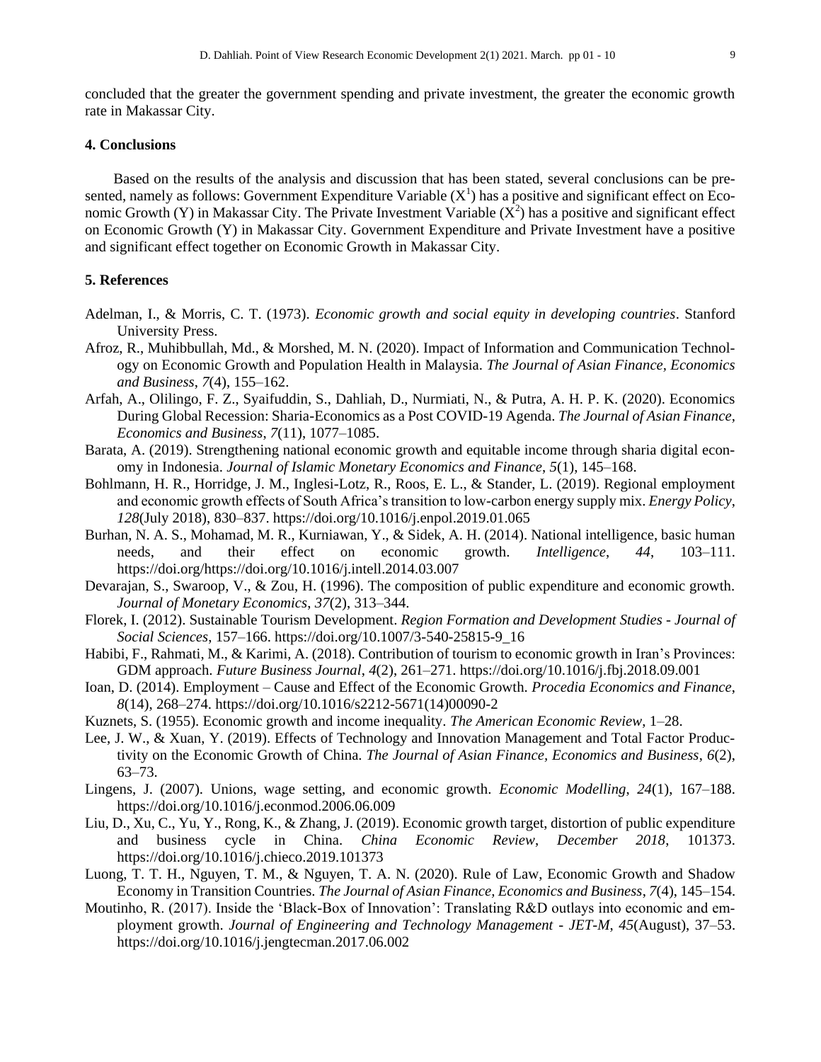concluded that the greater the government spending and private investment, the greater the economic growth rate in Makassar City.

## 4. Conclusions

Based on the results of the analysis and discussion that has been stated, several conclusions can be presented, namely as follows: Government Expenditure Variable ($X^1$) has a positive and significant effect on Economic Growth (Y) in Makassar City. The Private Investment Variable ($X^2$) has a positive and significant effect on Economic Growth (Y) in Makassar City. Government Expenditure and Private Investment have a positive and significant effect together on Economic Growth in Makassar City.

## 5. References

Adelman, I., & Morris, C. T. (1973). *Economic growth and social equity in developing countries*. Stanford University Press.

Afroz, R., Muhibbullah, Md., & Morshed, M. N. (2020). Impact of Information and Communication Technology on Economic Growth and Population Health in Malaysia. *The Journal of Asian Finance, Economics and Business*, *7*(4), 155–162.

Arfah, A., Olilingo, F. Z., Syaifuddin, S., Dahliah, D., Nurmiati, N., & Putra, A. H. P. K. (2020). Economics During Global Recession: Sharia-Economics as a Post COVID-19 Agenda. *The Journal of Asian Finance, Economics and Business*, *7*(11), 1077–1085.

Barata, A. (2019). Strengthening national economic growth and equitable income through sharia digital economy in Indonesia. *Journal of Islamic Monetary Economics and Finance*, *5*(1), 145–168.

Bohlmann, H. R., Horridge, J. M., Inglesi-Lotz, R., Roos, E. L., & Stander, L. (2019). Regional employment and economic growth effects of South Africa's transition to low-carbon energy supply mix. *Energy Policy*, *128*(July 2018), 830–837. https://doi.org/10.1016/j.enpol.2019.01.065

Burhan, N. A. S., Mohamad, M. R., Kurniawan, Y., & Sidek, A. H. (2014). National intelligence, basic human needs, and their effect on economic growth. *Intelligence*, *44*, 103–111. https://doi.org/https://doi.org/10.1016/j.intell.2014.03.007

Devarajan, S., Swaroop, V., & Zou, H. (1996). The composition of public expenditure and economic growth. *Journal of Monetary Economics*, *37*(2), 313–344.

Florek, I. (2012). Sustainable Tourism Development. *Region Formation and Development Studies - Journal of Social Sciences*, 157–166. https://doi.org/10.1007/3-540-25815-9_16

Habibi, F., Rahmati, M., & Karimi, A. (2018). Contribution of tourism to economic growth in Iran's Provinces: GDM approach. *Future Business Journal*, *4*(2), 261–271. https://doi.org/10.1016/j.fbj.2018.09.001

Ioan, D. (2014). Employment – Cause and Effect of the Economic Growth. *Procedia Economics and Finance*, *8*(14), 268–274. https://doi.org/10.1016/s2212-5671(14)00090-2

Kuznets, S. (1955). Economic growth and income inequality. *The American Economic Review*, 1–28.

Lee, J. W., & Xuan, Y. (2019). Effects of Technology and Innovation Management and Total Factor Productivity on the Economic Growth of China. *The Journal of Asian Finance, Economics and Business*, *6*(2), 63–73.

Lingens, J. (2007). Unions, wage setting, and economic growth. *Economic Modelling*, *24*(1), 167–188. https://doi.org/10.1016/j.econmod.2006.06.009

Liu, D., Xu, C., Yu, Y., Rong, K., & Zhang, J. (2019). Economic growth target, distortion of public expenditure and business cycle in China. *China Economic Review*, *December 2018*, 101373. https://doi.org/10.1016/j.chieco.2019.101373

Luong, T. T. H., Nguyen, T. M., & Nguyen, T. A. N. (2020). Rule of Law, Economic Growth and Shadow Economy in Transition Countries. *The Journal of Asian Finance, Economics and Business*, *7*(4), 145–154.

Moutinho, R. (2017). Inside the 'Black-Box of Innovation': Translating R&D outlays into economic and employment growth. *Journal of Engineering and Technology Management - JET-M*, *45*(August), 37–53. https://doi.org/10.1016/j.jengtecman.2017.06.002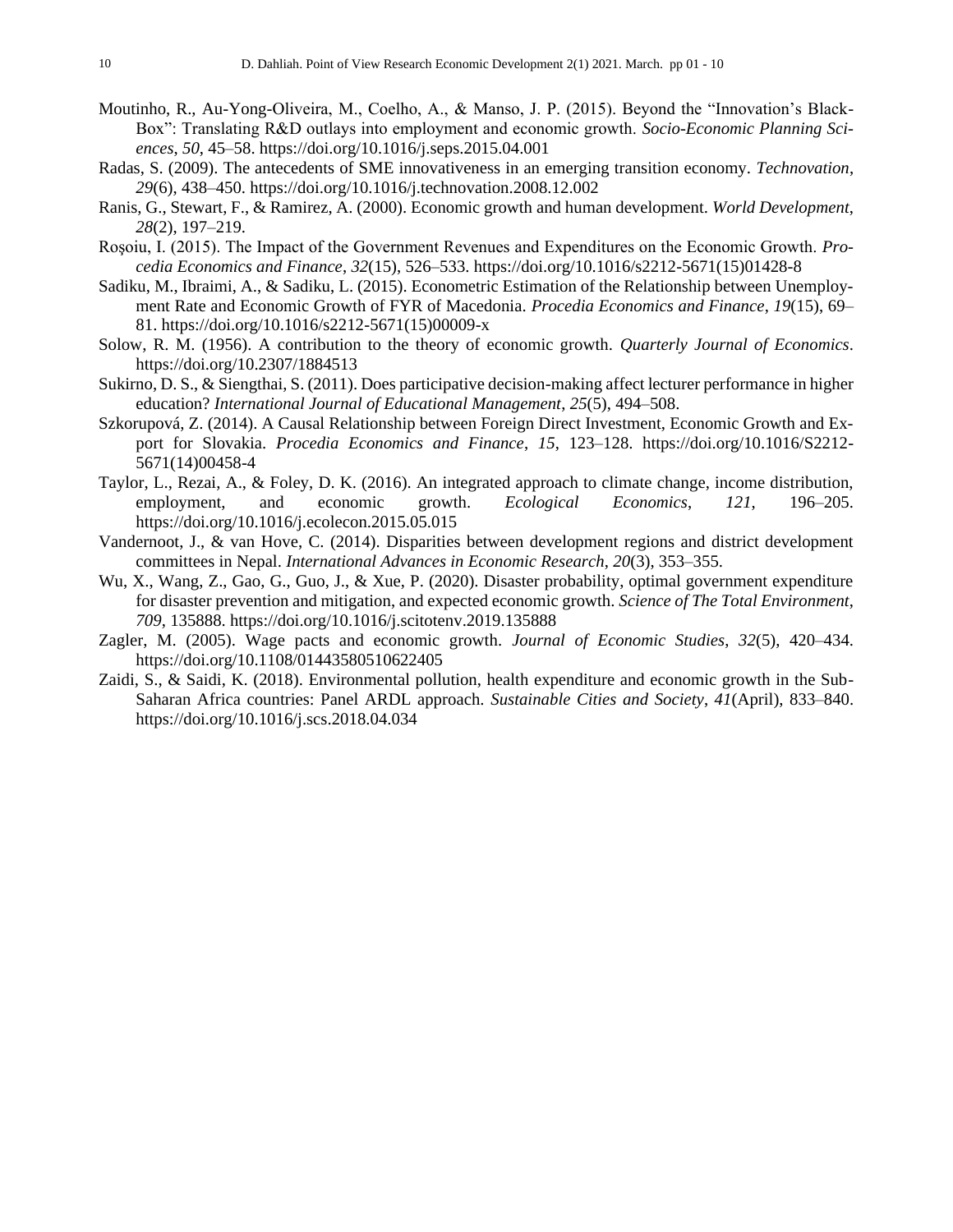Moutinho, R., Au-Yong-Oliveira, M., Coelho, A., & Manso, J. P. (2015). Beyond the "Innovation's Black-Box": Translating R&D outlays into employment and economic growth. *Socio-Economic Planning Sciences*, *50*, 45–58. https://doi.org/10.1016/j.seps.2015.04.001

Radas, S. (2009). The antecedents of SME innovativeness in an emerging transition economy. *Technovation*, *29*(6), 438–450. https://doi.org/10.1016/j.technovation.2008.12.002

Ranis, G., Stewart, F., & Ramirez, A. (2000). Economic growth and human development. *World Development*, *28*(2), 197–219.

Roşoiu, I. (2015). The Impact of the Government Revenues and Expenditures on the Economic Growth. *Procedia Economics and Finance*, *32*(15), 526–533. https://doi.org/10.1016/s2212-5671(15)01428-8

Sadiku, M., Ibraimi, A., & Sadiku, L. (2015). Econometric Estimation of the Relationship between Unemployment Rate and Economic Growth of FYR of Macedonia. *Procedia Economics and Finance*, *19*(15), 69–81. https://doi.org/10.1016/s2212-5671(15)00009-x

Solow, R. M. (1956). A contribution to the theory of economic growth. *Quarterly Journal of Economics*. https://doi.org/10.2307/1884513

Sukirno, D. S., & Siengthai, S. (2011). Does participative decision-making affect lecturer performance in higher education? *International Journal of Educational Management*, *25*(5), 494–508.

Szkorupová, Z. (2014). A Causal Relationship between Foreign Direct Investment, Economic Growth and Export for Slovakia. *Procedia Economics and Finance*, *15*, 123–128. https://doi.org/10.1016/S2212-5671(14)00458-4

Taylor, L., Rezai, A., & Foley, D. K. (2016). An integrated approach to climate change, income distribution, employment, and economic growth. *Ecological Economics*, *121*, 196–205. https://doi.org/10.1016/j.ecolecon.2015.05.015

Vandernoot, J., & van Hove, C. (2014). Disparities between development regions and district development committees in Nepal. *International Advances in Economic Research*, *20*(3), 353–355.

Wu, X., Wang, Z., Gao, G., Guo, J., & Xue, P. (2020). Disaster probability, optimal government expenditure for disaster prevention and mitigation, and expected economic growth. *Science of The Total Environment*, *709*, 135888. https://doi.org/10.1016/j.scitotenv.2019.135888

Zagler, M. (2005). Wage pacts and economic growth. *Journal of Economic Studies*, *32*(5), 420–434. https://doi.org/10.1108/01443580510622405

Zaidi, S., & Saidi, K. (2018). Environmental pollution, health expenditure and economic growth in the Sub-Saharan Africa countries: Panel ARDL approach. *Sustainable Cities and Society*, *41*(April), 833–840. https://doi.org/10.1016/j.scs.2018.04.034